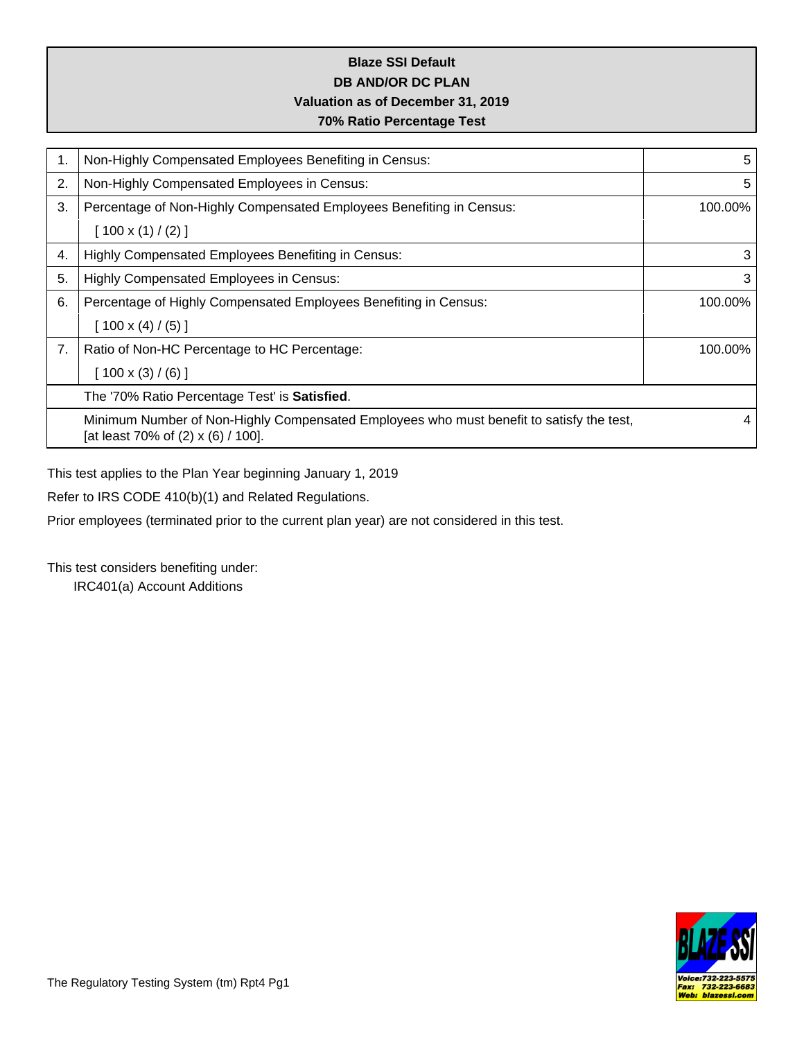**Blaze SSI Default**

**DB AND/OR DC PLAN**

**Valuation as of December 31, 2019**

**70% Ratio Percentage Test**

| | | |
|---|---|---|
| 1. | Non-Highly Compensated Employees Benefiting in Census: | 5 |
| 2. | Non-Highly Compensated Employees in Census: | 5 |
| 3. | Percentage of Non-Highly Compensated Employees Benefiting in Census: [ 100 x (1) / (2) ] | 100.00% |
| 4. | Highly Compensated Employees Benefiting in Census: | 3 |
| 5. | Highly Compensated Employees in Census: | 3 |
| 6. | Percentage of Highly Compensated Employees Benefiting in Census: [ 100 x (4) / (5) ] | 100.00% |
| 7. | Ratio of Non-HC Percentage to HC Percentage: [ 100 x (3) / (6) ] | 100.00% |
| | The '70% Ratio Percentage Test' is **Satisfied**. | |
| | Minimum Number of Non-Highly Compensated Employees who must benefit to satisfy the test, [at least 70% of (2) x (6) / 100]. | 4 |

This test applies to the Plan Year beginning January 1, 2019

Refer to IRS CODE 410(b)(1) and Related Regulations.

Prior employees (terminated prior to the current plan year) are not considered in this test.

This test considers benefiting under:

IRC401(a) Account Additions

The Regulatory Testing System (tm) Rpt4 Pg1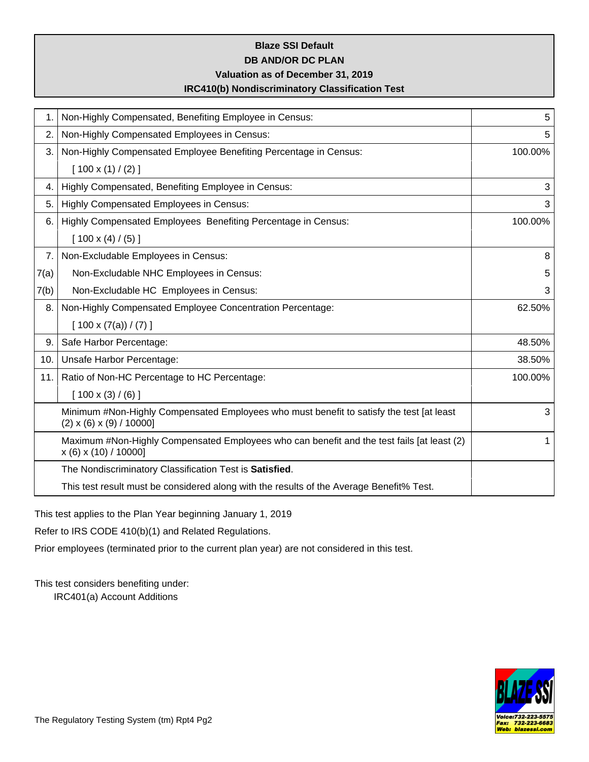**Blaze SSI Default**
**DB AND/OR DC PLAN**
**Valuation as of December 31, 2019**
**IRC410(b) Nondiscriminatory Classification Test**

| | | |
|---|---|---|
| 1. | Non-Highly Compensated, Benefiting Employee in Census: | 5 |
| 2. | Non-Highly Compensated Employees in Census: | 5 |
| 3. | Non-Highly Compensated Employee Benefiting Percentage in Census: [ 100 x (1) / (2) ] | 100.00% |
| 4. | Highly Compensated, Benefiting Employee in Census: | 3 |
| 5. | Highly Compensated Employees in Census: | 3 |
| 6. | Highly Compensated Employees Benefiting Percentage in Census: [ 100 x (4) / (5) ] | 100.00% |
| 7. | Non-Excludable Employees in Census: | 8 |
| 7(a) | Non-Excludable NHC Employees in Census: | 5 |
| 7(b) | Non-Excludable HC Employees in Census: | 3 |
| 8. | Non-Highly Compensated Employee Concentration Percentage: [ 100 x (7(a)) / (7) ] | 62.50% |
| 9. | Safe Harbor Percentage: | 48.50% |
| 10. | Unsafe Harbor Percentage: | 38.50% |
| 11. | Ratio of Non-HC Percentage to HC Percentage: [ 100 x (3) / (6) ] | 100.00% |
| | Minimum #Non-Highly Compensated Employees who must benefit to satisfy the test [at least (2) x (6) x (9) / 10000] | 3 |
| | Maximum #Non-Highly Compensated Employees who can benefit and the test fails [at least (2) x (6) x (10) / 10000] | 1 |
| | The Nondiscriminatory Classification Test is **Satisfied**. | |
| | This test result must be considered along with the results of the Average Benefit% Test. | |

This test applies to the Plan Year beginning January 1, 2019

Refer to IRS CODE 410(b)(1) and Related Regulations.

Prior employees (terminated prior to the current plan year) are not considered in this test.

This test considers benefiting under:
IRC401(a) Account Additions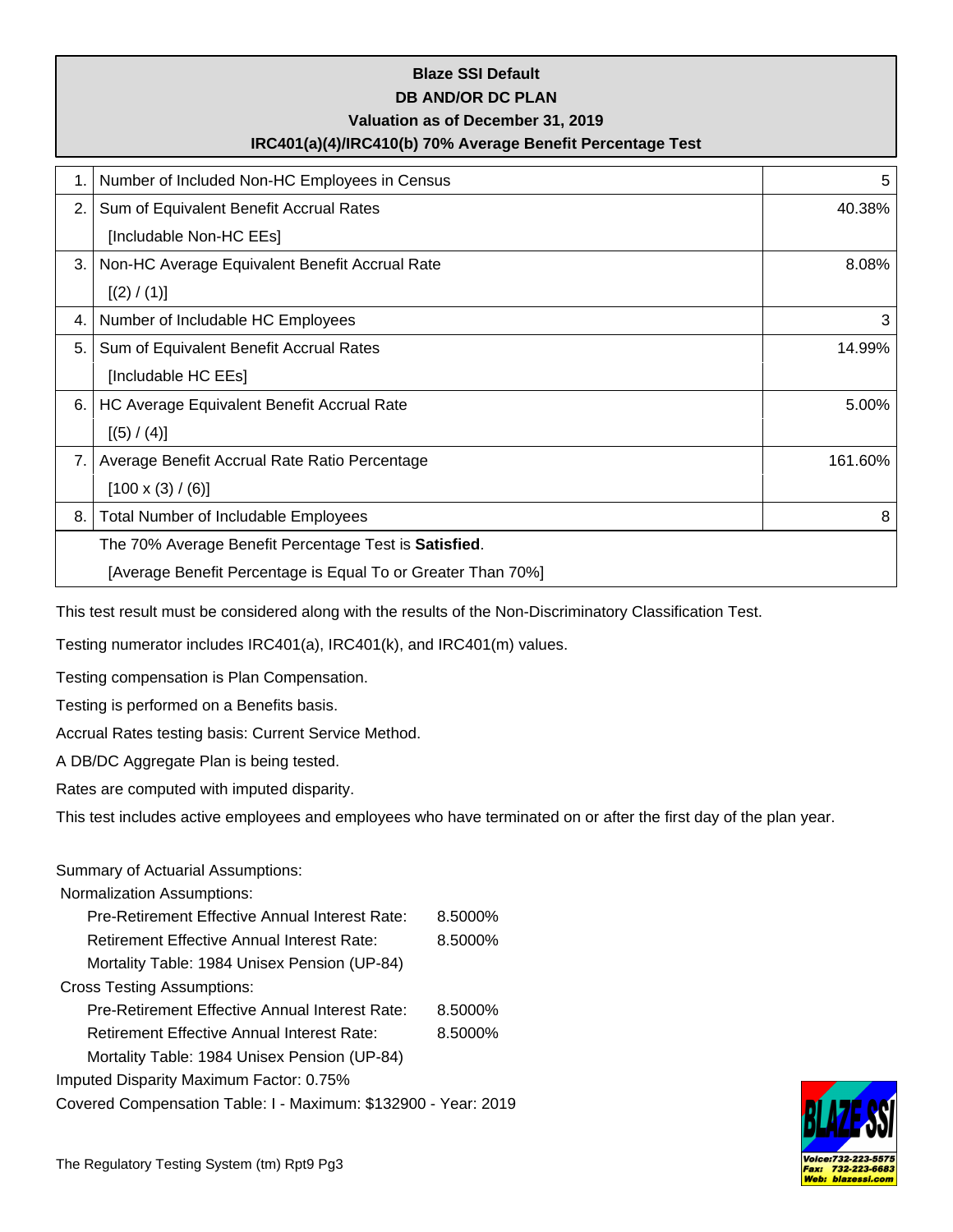**Blaze SSI Default**
**DB AND/OR DC PLAN**
**Valuation as of December 31, 2019**
**IRC401(a)(4)/IRC410(b) 70% Average Benefit Percentage Test**

| | | |
|---|---|---|
| 1. | Number of Included Non-HC Employees in Census | 5 |
| 2. | Sum of Equivalent Benefit Accrual Rates [Includable Non-HC EEs] | 40.38% |
| 3. | Non-HC Average Equivalent Benefit Accrual Rate [(2) / (1)] | 8.08% |
| 4. | Number of Includable HC Employees | 3 |
| 5. | Sum of Equivalent Benefit Accrual Rates [Includable HC EEs] | 14.99% |
| 6. | HC Average Equivalent Benefit Accrual Rate [(5) / (4)] | 5.00% |
| 7. | Average Benefit Accrual Rate Ratio Percentage [100 x (3) / (6)] | 161.60% |
| 8. | Total Number of Includable Employees | 8 |
| | The 70% Average Benefit Percentage Test is **Satisfied**. [Average Benefit Percentage is Equal To or Greater Than 70%] | |

This test result must be considered along with the results of the Non-Discriminatory Classification Test.

Testing numerator includes IRC401(a), IRC401(k), and IRC401(m) values.

Testing compensation is Plan Compensation.

Testing is performed on a Benefits basis.

Accrual Rates testing basis: Current Service Method.

A DB/DC Aggregate Plan is being tested.

Rates are computed with imputed disparity.

This test includes active employees and employees who have terminated on or after the first day of the plan year.

Summary of Actuarial Assumptions:

Normalization Assumptions:

- Pre-Retirement Effective Annual Interest Rate: 8.5000%
- Retirement Effective Annual Interest Rate: 8.5000%
- Mortality Table: 1984 Unisex Pension (UP-84)

Cross Testing Assumptions:

- Pre-Retirement Effective Annual Interest Rate: 8.5000%
- Retirement Effective Annual Interest Rate: 8.5000%
- Mortality Table: 1984 Unisex Pension (UP-84)

Imputed Disparity Maximum Factor: 0.75%

Covered Compensation Table: I - Maximum: $132900 - Year: 2019

The Regulatory Testing System (tm) Rpt9 Pg3

BLAZE SSI
Voice:732-223-5575
Fax: 732-223-6683
Web: blazessi.com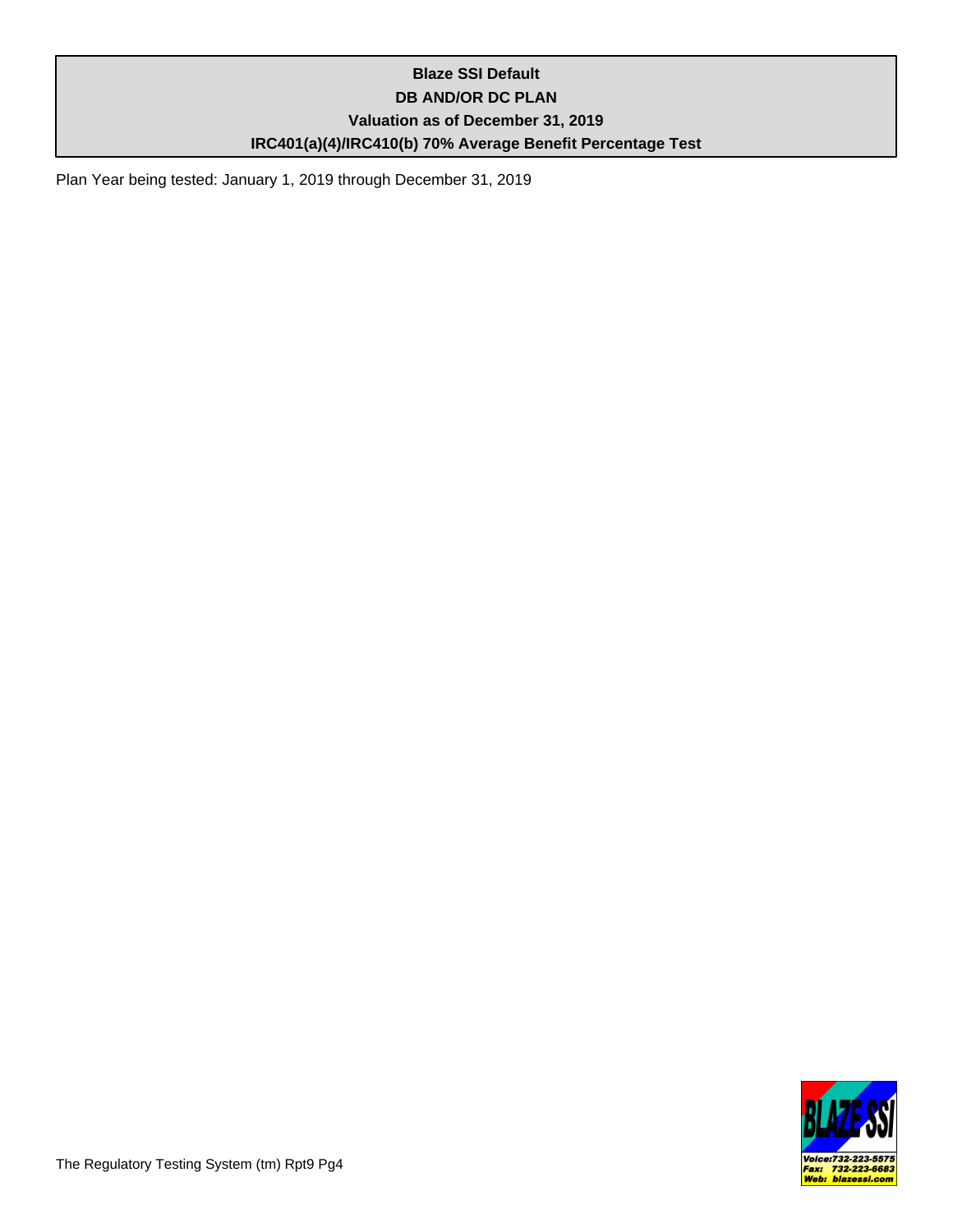**Blaze SSI Default**

**DB AND/OR DC PLAN**

**Valuation as of December 31, 2019**

**IRC401(a)(4)/IRC410(b) 70% Average Benefit Percentage Test**

Plan Year being tested: January 1, 2019 through December 31, 2019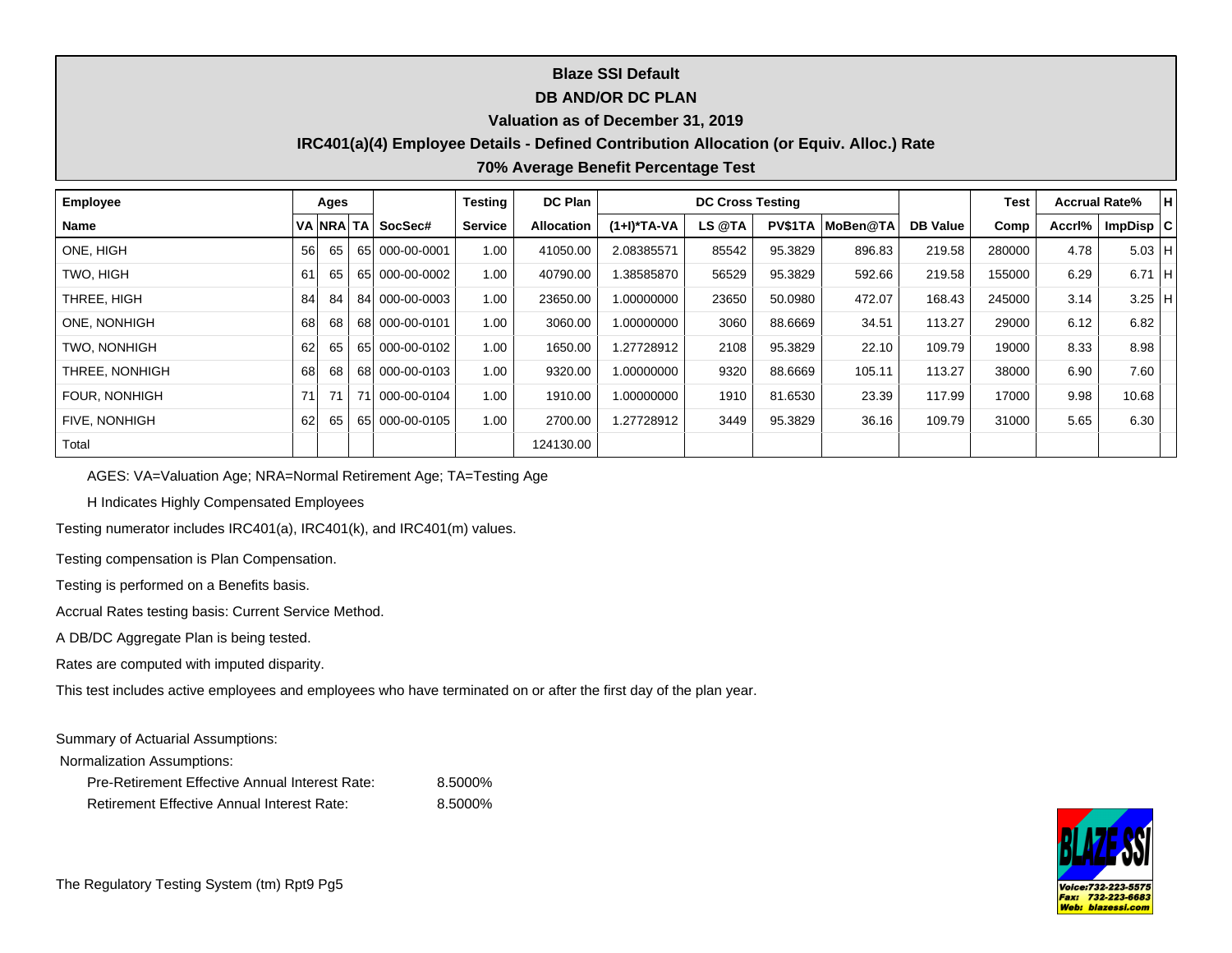# Blaze SSI Default

## DB AND/OR DC PLAN

### Valuation as of December 31, 2019

### IRC401(a)(4) Employee Details - Defined Contribution Allocation (or Equiv. Alloc.) Rate

### 70% Average Benefit Percentage Test

| Employee | Ages | | | | Testing | DC Plan | DC Cross Testing | | | | | Test | Accrual Rate% | | H |
|---|---|---|---|---|---|---|---|---|---|---|---|---|---|---|---|
| Name | VA | NRA | TA | SocSec# | Service | Allocation | (1+I)*TA-VA | LS @TA | PV$1TA | MoBen@TA | DB Value | Comp | Accrl% | ImpDisp | C |
| ONE, HIGH | 56 | 65 | 65 | 000-00-0001 | 1.00 | 41050.00 | 2.08385571 | 85542 | 95.3829 | 896.83 | 219.58 | 280000 | 4.78 | 5.03 | H |
| TWO, HIGH | 61 | 65 | 65 | 000-00-0002 | 1.00 | 40790.00 | 1.38585870 | 56529 | 95.3829 | 592.66 | 219.58 | 155000 | 6.29 | 6.71 | H |
| THREE, HIGH | 84 | 84 | 84 | 000-00-0003 | 1.00 | 23650.00 | 1.00000000 | 23650 | 50.0980 | 472.07 | 168.43 | 245000 | 3.14 | 3.25 | H |
| ONE, NONHIGH | 68 | 68 | 68 | 000-00-0101 | 1.00 | 3060.00 | 1.00000000 | 3060 | 88.6669 | 34.51 | 113.27 | 29000 | 6.12 | 6.82 | |
| TWO, NONHIGH | 62 | 65 | 65 | 000-00-0102 | 1.00 | 1650.00 | 1.27728912 | 2108 | 95.3829 | 22.10 | 109.79 | 19000 | 8.33 | 8.98 | |
| THREE, NONHIGH | 68 | 68 | 68 | 000-00-0103 | 1.00 | 9320.00 | 1.00000000 | 9320 | 88.6669 | 105.11 | 113.27 | 38000 | 6.90 | 7.60 | |
| FOUR, NONHIGH | 71 | 71 | 71 | 000-00-0104 | 1.00 | 1910.00 | 1.00000000 | 1910 | 81.6530 | 23.39 | 117.99 | 17000 | 9.98 | 10.68 | |
| FIVE, NONHIGH | 62 | 65 | 65 | 000-00-0105 | 1.00 | 2700.00 | 1.27728912 | 3449 | 95.3829 | 36.16 | 109.79 | 31000 | 5.65 | 6.30 | |
| Total | | | | | | 124130.00 | | | | | | | | | |

AGES: VA=Valuation Age; NRA=Normal Retirement Age; TA=Testing Age

H Indicates Highly Compensated Employees

Testing numerator includes IRC401(a), IRC401(k), and IRC401(m) values.

Testing compensation is Plan Compensation.

Testing is performed on a Benefits basis.

Accrual Rates testing basis: Current Service Method.

A DB/DC Aggregate Plan is being tested.

Rates are computed with imputed disparity.

This test includes active employees and employees who have terminated on or after the first day of the plan year.

Summary of Actuarial Assumptions:

Normalization Assumptions:

| | |
|---|---|
| Pre-Retirement Effective Annual Interest Rate: | 8.5000% |
| Retirement Effective Annual Interest Rate: | 8.5000% |

The Regulatory Testing System (tm) Rpt9 Pg5

BLAZE SSI
Voice:732-223-5575
Fax: 732-223-6683
Web: blazessi.com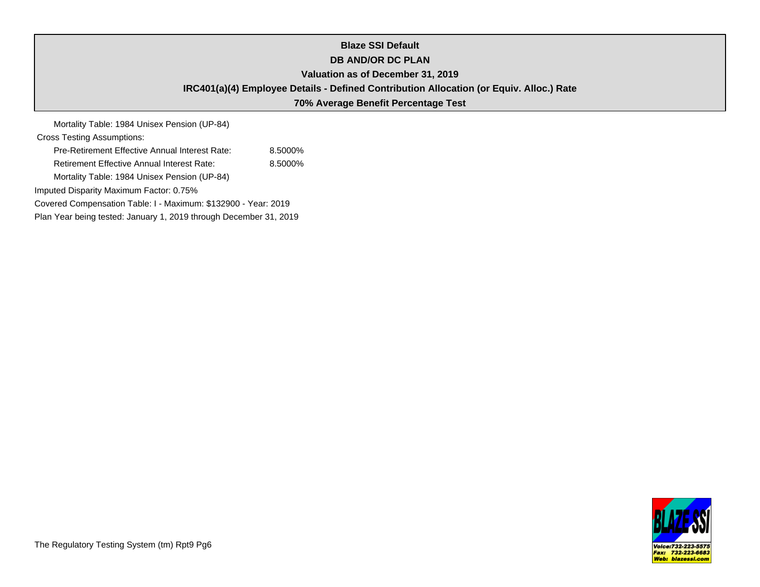**Blaze SSI Default**

**DB AND/OR DC PLAN**

**Valuation as of December 31, 2019**

**IRC401(a)(4) Employee Details - Defined Contribution Allocation (or Equiv. Alloc.) Rate**

**70% Average Benefit Percentage Test**

Mortality Table: 1984 Unisex Pension (UP-84)

Cross Testing Assumptions:

| | |
|---|---|
| Pre-Retirement Effective Annual Interest Rate: | 8.5000% |
| Retirement Effective Annual Interest Rate: | 8.5000% |

Mortality Table: 1984 Unisex Pension (UP-84)

Imputed Disparity Maximum Factor: 0.75%

Covered Compensation Table: I - Maximum: $132900 - Year: 2019

Plan Year being tested: January 1, 2019 through December 31, 2019

The Regulatory Testing System (tm) Rpt9 Pg6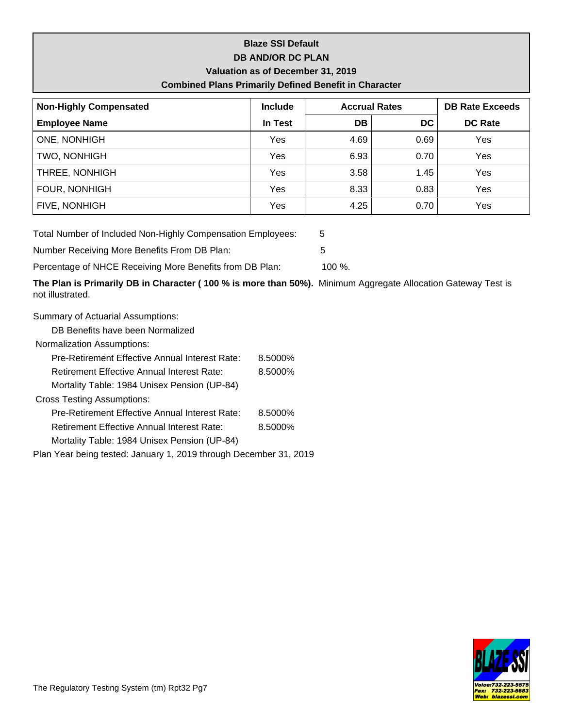**Blaze SSI Default**
**DB AND/OR DC PLAN**
**Valuation as of December 31, 2019**
**Combined Plans Primarily Defined Benefit in Character**

| Non-Highly Compensated Employee Name | Include In Test | Accrual Rates DB | DC | DB Rate Exceeds DC Rate |
|---|---|---|---|---|
| ONE, NONHIGH | Yes | 4.69 | 0.69 | Yes |
| TWO, NONHIGH | Yes | 6.93 | 0.70 | Yes |
| THREE, NONHIGH | Yes | 3.58 | 1.45 | Yes |
| FOUR, NONHIGH | Yes | 8.33 | 0.83 | Yes |
| FIVE, NONHIGH | Yes | 4.25 | 0.70 | Yes |

Total Number of Included Non-Highly Compensation Employees: 5

Number Receiving More Benefits From DB Plan: 5

Percentage of NHCE Receiving More Benefits from DB Plan: 100 %.

**The Plan is Primarily DB in Character ( 100 % is more than 50%).** Minimum Aggregate Allocation Gateway Test is not illustrated.

Summary of Actuarial Assumptions:

DB Benefits have been Normalized

Normalization Assumptions:

- Pre-Retirement Effective Annual Interest Rate: 8.5000%
- Retirement Effective Annual Interest Rate: 8.5000%
- Mortality Table: 1984 Unisex Pension (UP-84)

Cross Testing Assumptions:

- Pre-Retirement Effective Annual Interest Rate: 8.5000%
- Retirement Effective Annual Interest Rate: 8.5000%
- Mortality Table: 1984 Unisex Pension (UP-84)

Plan Year being tested: January 1, 2019 through December 31, 2019

The Regulatory Testing System (tm) Rpt32 Pg7

BLAZE SSI
Voice:732-223-5575
Fax: 732-223-6683
Web: blazessi.com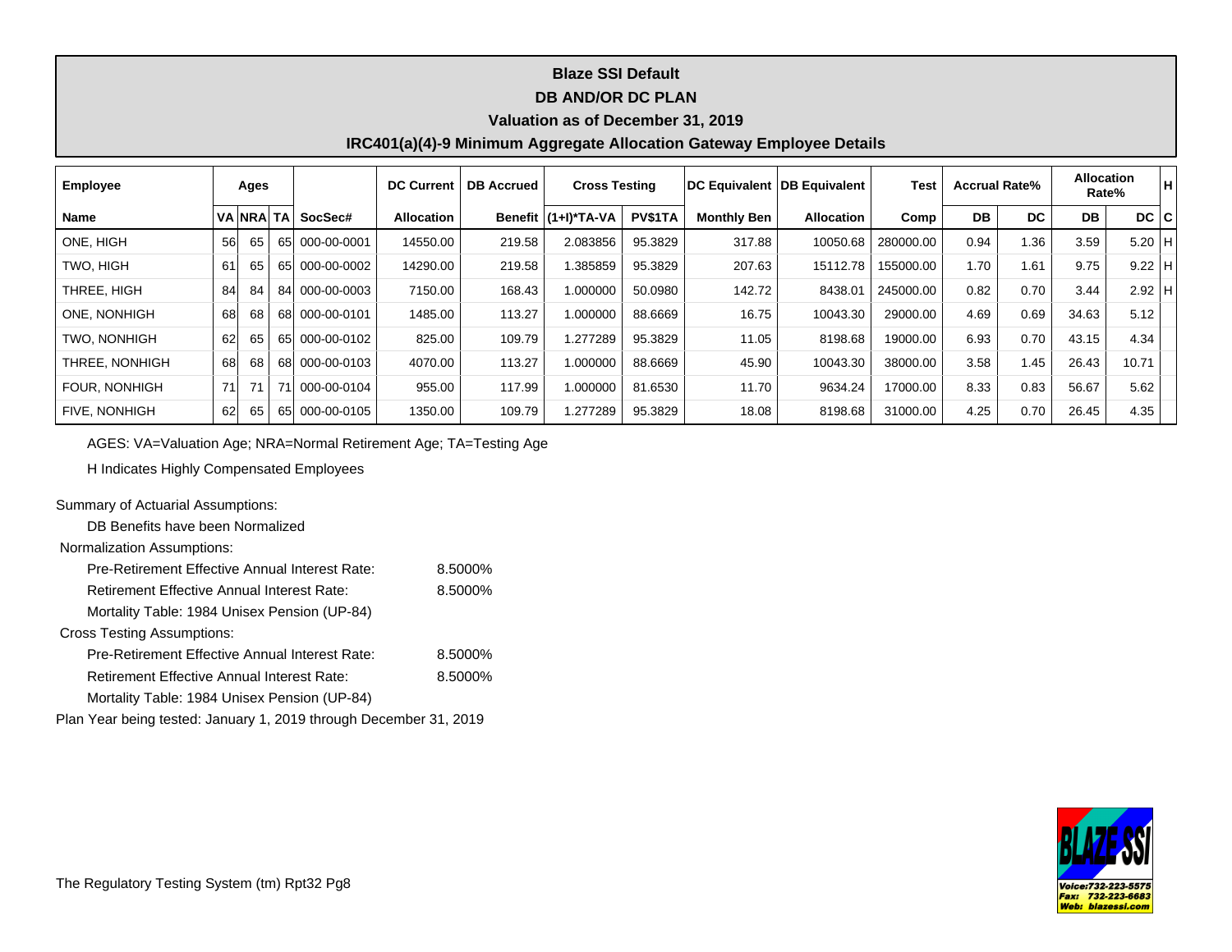# Blaze SSI Default
## DB AND/OR DC PLAN
### Valuation as of December 31, 2019
### IRC401(a)(4)-9 Minimum Aggregate Allocation Gateway Employee Details

| Employee | Ages | | | | DC Current | DB Accrued | Cross Testing | | DC Equivalent | DB Equivalent | Test | Accrual Rate% | | Allocation Rate% | | H |
|---|---|---|---|---|---|---|---|---|---|---|---|---|---|---|---|---|
| Name | VA | NRA | TA | SocSec# | Allocation | Benefit | (1+I)*TA-VA | PV$1TA | Monthly Ben | Allocation | Comp | DB | DC | DB | DC | C |
| ONE, HIGH | 56 | 65 | 65 | 000-00-0001 | 14550.00 | 219.58 | 2.083856 | 95.3829 | 317.88 | 10050.68 | 280000.00 | 0.94 | 1.36 | 3.59 | 5.20 | H |
| TWO, HIGH | 61 | 65 | 65 | 000-00-0002 | 14290.00 | 219.58 | 1.385859 | 95.3829 | 207.63 | 15112.78 | 155000.00 | 1.70 | 1.61 | 9.75 | 9.22 | H |
| THREE, HIGH | 84 | 84 | 84 | 000-00-0003 | 7150.00 | 168.43 | 1.000000 | 50.0980 | 142.72 | 8438.01 | 245000.00 | 0.82 | 0.70 | 3.44 | 2.92 | H |
| ONE, NONHIGH | 68 | 68 | 68 | 000-00-0101 | 1485.00 | 113.27 | 1.000000 | 88.6669 | 16.75 | 10043.30 | 29000.00 | 4.69 | 0.69 | 34.63 | 5.12 | |
| TWO, NONHIGH | 62 | 65 | 65 | 000-00-0102 | 825.00 | 109.79 | 1.277289 | 95.3829 | 11.05 | 8198.68 | 19000.00 | 6.93 | 0.70 | 43.15 | 4.34 | |
| THREE, NONHIGH | 68 | 68 | 68 | 000-00-0103 | 4070.00 | 113.27 | 1.000000 | 88.6669 | 45.90 | 10043.30 | 38000.00 | 3.58 | 1.45 | 26.43 | 10.71 | |
| FOUR, NONHIGH | 71 | 71 | 71 | 000-00-0104 | 955.00 | 117.99 | 1.000000 | 81.6530 | 11.70 | 9634.24 | 17000.00 | 8.33 | 0.83 | 56.67 | 5.62 | |
| FIVE, NONHIGH | 62 | 65 | 65 | 000-00-0105 | 1350.00 | 109.79 | 1.277289 | 95.3829 | 18.08 | 8198.68 | 31000.00 | 4.25 | 0.70 | 26.45 | 4.35 | |

AGES: VA=Valuation Age; NRA=Normal Retirement Age; TA=Testing Age

H Indicates Highly Compensated Employees

Summary of Actuarial Assumptions:

DB Benefits have been Normalized

Normalization Assumptions:

Pre-Retirement Effective Annual Interest Rate: 8.5000%

Retirement Effective Annual Interest Rate: 8.5000%

Mortality Table: 1984 Unisex Pension (UP-84)

Cross Testing Assumptions:

Pre-Retirement Effective Annual Interest Rate: 8.5000%

Retirement Effective Annual Interest Rate: 8.5000%

Mortality Table: 1984 Unisex Pension (UP-84)

Plan Year being tested: January 1, 2019 through December 31, 2019

The Regulatory Testing System (tm) Rpt32 Pg8

BLAZE SSI
Voice:732-223-5575
Fax: 732-223-6683
Web: blazessi.com